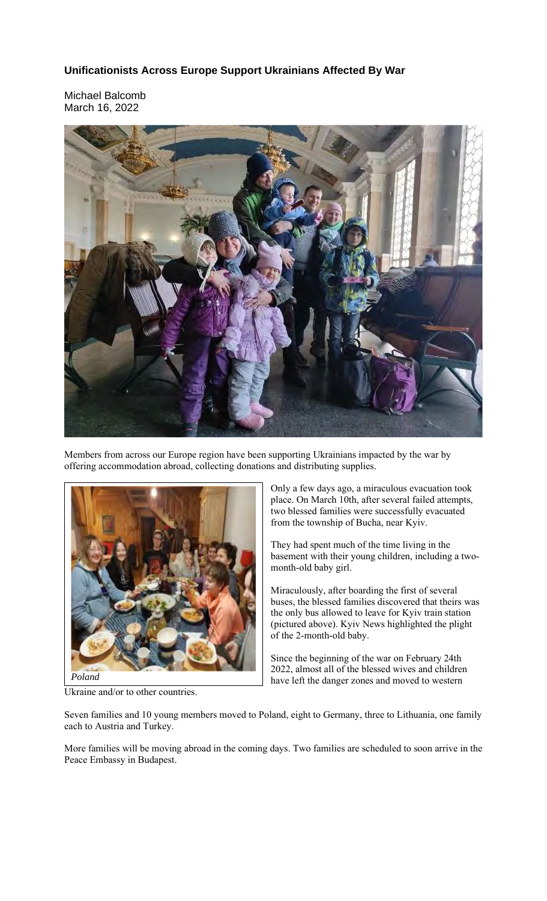# Unificationists Across Europe Support Ukrainians Affected By War

Michael Balcomb
March 16, 2022

Members from across our Europe region have been supporting Ukrainians impacted by the war by offering accommodation abroad, collecting donations and distributing supplies.

*Poland*

Only a few days ago, a miraculous evacuation took place. On March 10th, after several failed attempts, two blessed families were successfully evacuated from the township of Bucha, near Kyiv.

They had spent much of the time living in the basement with their young children, including a two-month-old baby girl.

Miraculously, after boarding the first of several buses, the blessed families discovered that theirs was the only bus allowed to leave for Kyiv train station (pictured above). Kyiv News highlighted the plight of the 2-month-old baby.

Since the beginning of the war on February 24th 2022, almost all of the blessed wives and children have left the danger zones and moved to western Ukraine and/or to other countries.

Seven families and 10 young members moved to Poland, eight to Germany, three to Lithuania, one family each to Austria and Turkey.

More families will be moving abroad in the coming days. Two families are scheduled to soon arrive in the Peace Embassy in Budapest.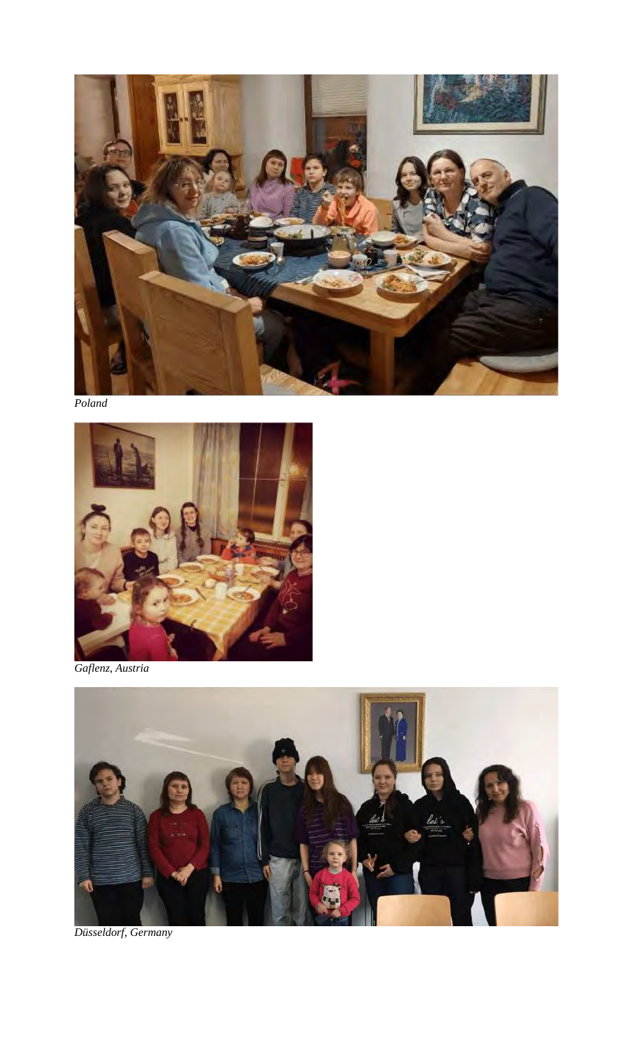*Poland*

*Gaflenz, Austria*

*Düsseldorf, Germany*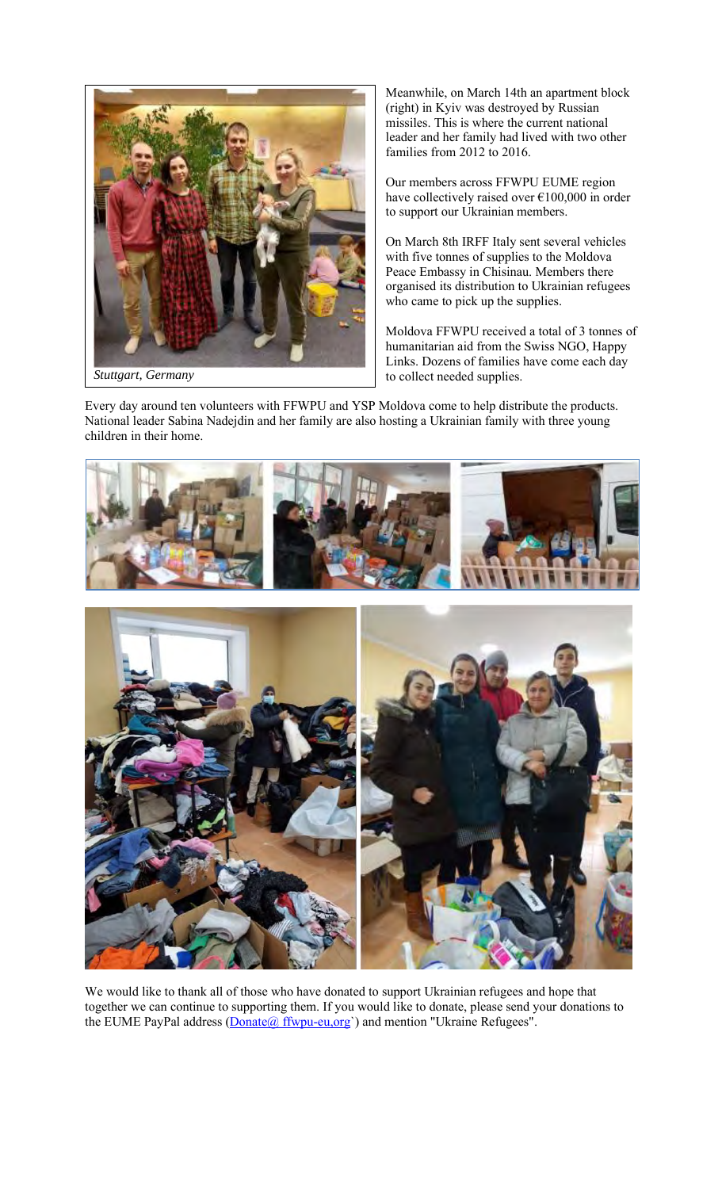*Stuttgart, Germany*

Meanwhile, on March 14th an apartment block (right) in Kyiv was destroyed by Russian missiles. This is where the current national leader and her family had lived with two other families from 2012 to 2016.

Our members across FFWPU EUME region have collectively raised over €100,000 in order to support our Ukrainian members.

On March 8th IRFF Italy sent several vehicles with five tonnes of supplies to the Moldova Peace Embassy in Chisinau. Members there organised its distribution to Ukrainian refugees who came to pick up the supplies.

Moldova FFWPU received a total of 3 tonnes of humanitarian aid from the Swiss NGO, Happy Links. Dozens of families have come each day to collect needed supplies.

Every day around ten volunteers with FFWPU and YSP Moldova come to help distribute the products. National leader Sabina Nadejdin and her family are also hosting a Ukrainian family with three young children in their home.

We would like to thank all of those who have donated to support Ukrainian refugees and hope that together we can continue to supporting them. If you would like to donate, please send your donations to the EUME PayPal address (Donate@ ffwpu-eu,org`) and mention "Ukraine Refugees".